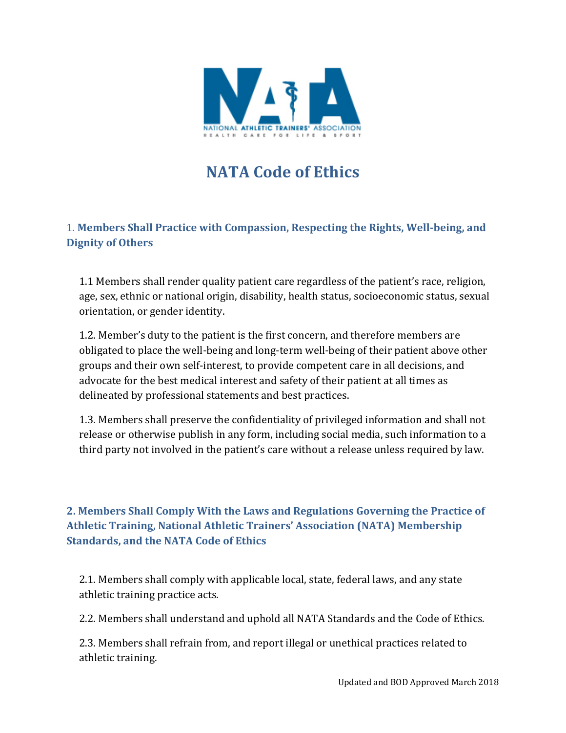# NATA Code of Ethics

## 1. Members Shall Practice with Compassion, Respecting the Rights, Well-being, and Dignity of Others

1.1 Members shall render quality patient care regardless of the patient's race, religion, age, sex, ethnic or national origin, disability, health status, socioeconomic status, sexual orientation, or gender identity.

1.2. Member's duty to the patient is the first concern, and therefore members are obligated to place the well-being and long-term well-being of their patient above other groups and their own self-interest, to provide competent care in all decisions, and advocate for the best medical interest and safety of their patient at all times as delineated by professional statements and best practices.

1.3. Members shall preserve the confidentiality of privileged information and shall not release or otherwise publish in any form, including social media, such information to a third party not involved in the patient's care without a release unless required by law.

## 2. Members Shall Comply With the Laws and Regulations Governing the Practice of Athletic Training, National Athletic Trainers' Association (NATA) Membership Standards, and the NATA Code of Ethics

2.1. Members shall comply with applicable local, state, federal laws, and any state athletic training practice acts.

2.2. Members shall understand and uphold all NATA Standards and the Code of Ethics.

2.3. Members shall refrain from, and report illegal or unethical practices related to athletic training.

Updated and BOD Approved March 2018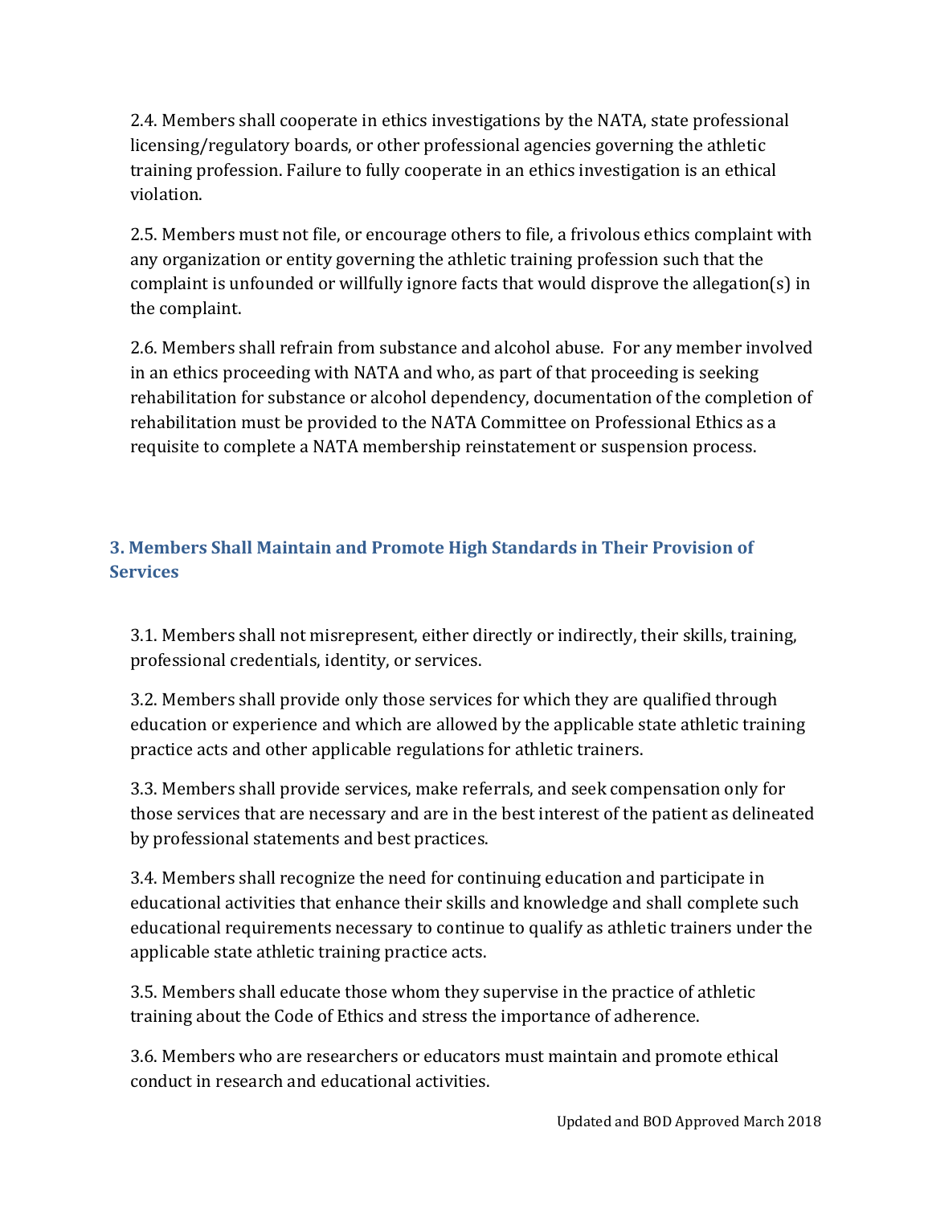2.4. Members shall cooperate in ethics investigations by the NATA, state professional licensing/regulatory boards, or other professional agencies governing the athletic training profession. Failure to fully cooperate in an ethics investigation is an ethical violation.

2.5. Members must not file, or encourage others to file, a frivolous ethics complaint with any organization or entity governing the athletic training profession such that the complaint is unfounded or willfully ignore facts that would disprove the allegation(s) in the complaint.

2.6. Members shall refrain from substance and alcohol abuse. For any member involved in an ethics proceeding with NATA and who, as part of that proceeding is seeking rehabilitation for substance or alcohol dependency, documentation of the completion of rehabilitation must be provided to the NATA Committee on Professional Ethics as a requisite to complete a NATA membership reinstatement or suspension process.

## 3. Members Shall Maintain and Promote High Standards in Their Provision of Services

3.1. Members shall not misrepresent, either directly or indirectly, their skills, training, professional credentials, identity, or services.

3.2. Members shall provide only those services for which they are qualified through education or experience and which are allowed by the applicable state athletic training practice acts and other applicable regulations for athletic trainers.

3.3. Members shall provide services, make referrals, and seek compensation only for those services that are necessary and are in the best interest of the patient as delineated by professional statements and best practices.

3.4. Members shall recognize the need for continuing education and participate in educational activities that enhance their skills and knowledge and shall complete such educational requirements necessary to continue to qualify as athletic trainers under the applicable state athletic training practice acts.

3.5. Members shall educate those whom they supervise in the practice of athletic training about the Code of Ethics and stress the importance of adherence.

3.6. Members who are researchers or educators must maintain and promote ethical conduct in research and educational activities.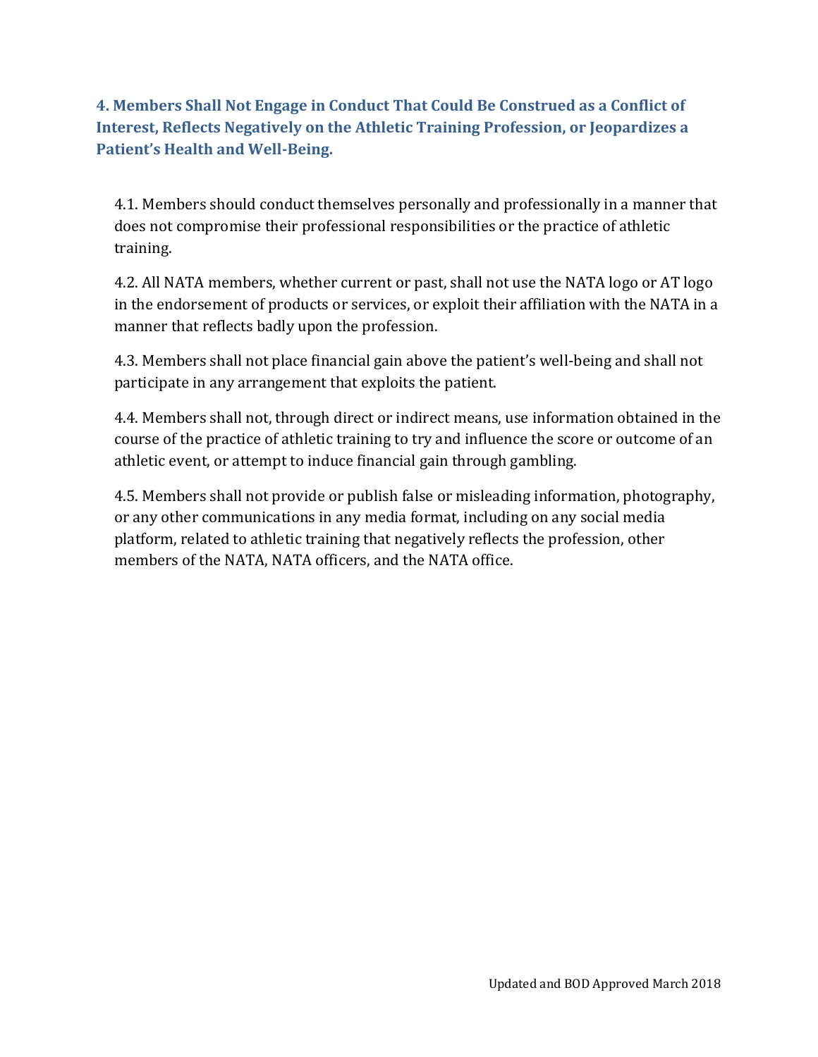### 4. Members Shall Not Engage in Conduct That Could Be Construed as a Conflict of Interest, Reflects Negatively on the Athletic Training Profession, or Jeopardizes a Patient's Health and Well-Being.

4.1. Members should conduct themselves personally and professionally in a manner that does not compromise their professional responsibilities or the practice of athletic training.

4.2. All NATA members, whether current or past, shall not use the NATA logo or AT logo in the endorsement of products or services, or exploit their affiliation with the NATA in a manner that reflects badly upon the profession.

4.3. Members shall not place financial gain above the patient's well-being and shall not participate in any arrangement that exploits the patient.

4.4. Members shall not, through direct or indirect means, use information obtained in the course of the practice of athletic training to try and influence the score or outcome of an athletic event, or attempt to induce financial gain through gambling.

4.5. Members shall not provide or publish false or misleading information, photography, or any other communications in any media format, including on any social media platform, related to athletic training that negatively reflects the profession, other members of the NATA, NATA officers, and the NATA office.

Updated and BOD Approved March 2018